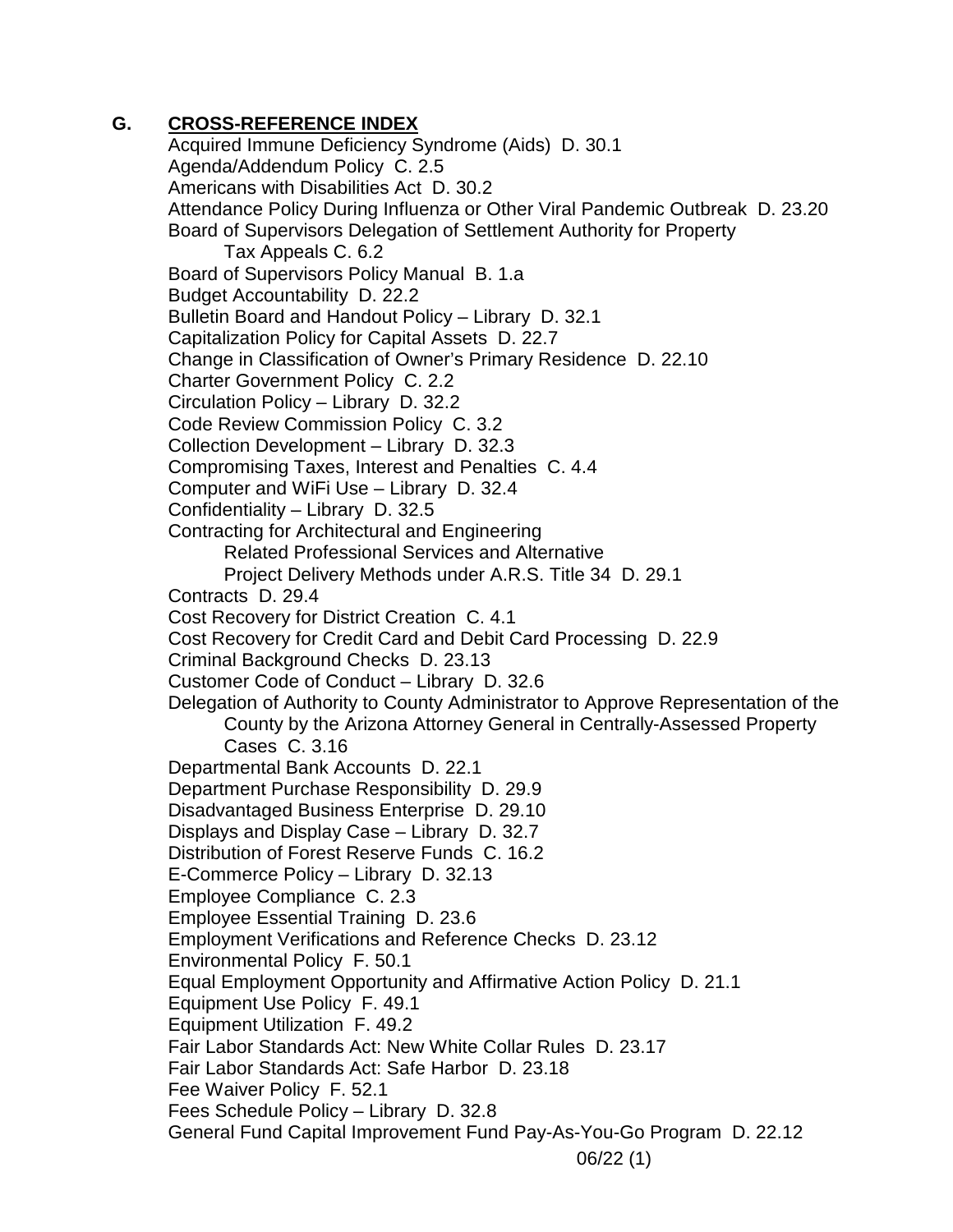## G. CROSS-REFERENCE INDEX

Acquired Immune Deficiency Syndrome (Aids) D. 30.1
Agenda/Addendum Policy C. 2.5
Americans with Disabilities Act D. 30.2
Attendance Policy During Influenza or Other Viral Pandemic Outbreak D. 23.20
Board of Supervisors Delegation of Settlement Authority for Property Tax Appeals C. 6.2
Board of Supervisors Policy Manual B. 1.a
Budget Accountability D. 22.2
Bulletin Board and Handout Policy – Library D. 32.1
Capitalization Policy for Capital Assets D. 22.7
Change in Classification of Owner's Primary Residence D. 22.10
Charter Government Policy C. 2.2
Circulation Policy – Library D. 32.2
Code Review Commission Policy C. 3.2
Collection Development – Library D. 32.3
Compromising Taxes, Interest and Penalties C. 4.4
Computer and WiFi Use – Library D. 32.4
Confidentiality – Library D. 32.5
Contracting for Architectural and Engineering Related Professional Services and Alternative Project Delivery Methods under A.R.S. Title 34 D. 29.1
Contracts D. 29.4
Cost Recovery for District Creation C. 4.1
Cost Recovery for Credit Card and Debit Card Processing D. 22.9
Criminal Background Checks D. 23.13
Customer Code of Conduct – Library D. 32.6
Delegation of Authority to County Administrator to Approve Representation of the County by the Arizona Attorney General in Centrally-Assessed Property Cases C. 3.16
Departmental Bank Accounts D. 22.1
Department Purchase Responsibility D. 29.9
Disadvantaged Business Enterprise D. 29.10
Displays and Display Case – Library D. 32.7
Distribution of Forest Reserve Funds C. 16.2
E-Commerce Policy – Library D. 32.13
Employee Compliance C. 2.3
Employee Essential Training D. 23.6
Employment Verifications and Reference Checks D. 23.12
Environmental Policy F. 50.1
Equal Employment Opportunity and Affirmative Action Policy D. 21.1
Equipment Use Policy F. 49.1
Equipment Utilization F. 49.2
Fair Labor Standards Act: New White Collar Rules D. 23.17
Fair Labor Standards Act: Safe Harbor D. 23.18
Fee Waiver Policy F. 52.1
Fees Schedule Policy – Library D. 32.8
General Fund Capital Improvement Fund Pay-As-You-Go Program D. 22.12

06/22 (1)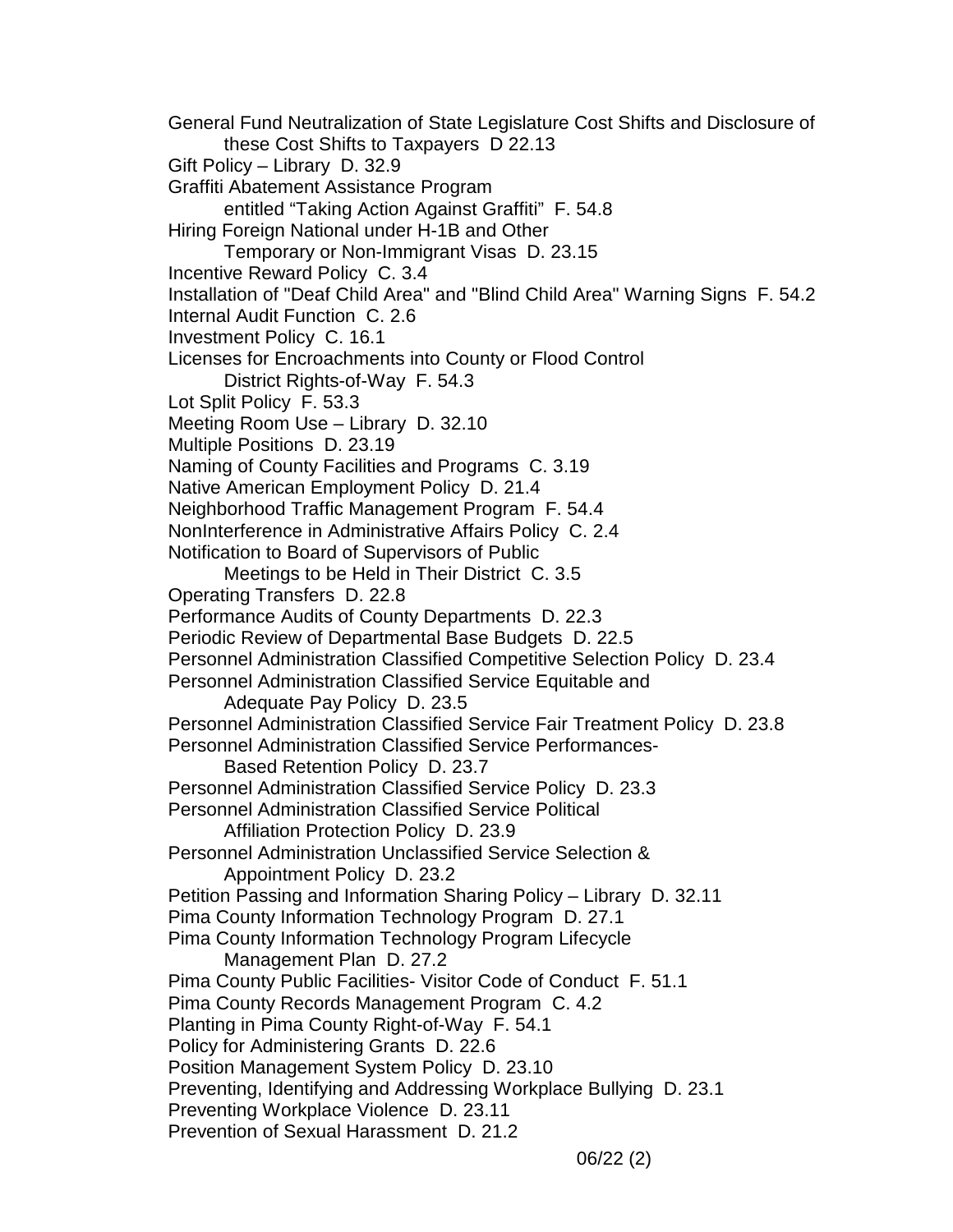General Fund Neutralization of State Legislature Cost Shifts and Disclosure of these Cost Shifts to Taxpayers D 22.13

Gift Policy – Library D. 32.9

Graffiti Abatement Assistance Program entitled "Taking Action Against Graffiti" F. 54.8

Hiring Foreign National under H-1B and Other Temporary or Non-Immigrant Visas D. 23.15

Incentive Reward Policy C. 3.4

Installation of "Deaf Child Area" and "Blind Child Area" Warning Signs F. 54.2

Internal Audit Function C. 2.6

Investment Policy C. 16.1

Licenses for Encroachments into County or Flood Control District Rights-of-Way F. 54.3

Lot Split Policy F. 53.3

Meeting Room Use – Library D. 32.10

Multiple Positions D. 23.19

Naming of County Facilities and Programs C. 3.19

Native American Employment Policy D. 21.4

Neighborhood Traffic Management Program F. 54.4

NonInterference in Administrative Affairs Policy C. 2.4

Notification to Board of Supervisors of Public Meetings to be Held in Their District C. 3.5

Operating Transfers D. 22.8

Performance Audits of County Departments D. 22.3

Periodic Review of Departmental Base Budgets D. 22.5

Personnel Administration Classified Competitive Selection Policy D. 23.4

Personnel Administration Classified Service Equitable and Adequate Pay Policy D. 23.5

Personnel Administration Classified Service Fair Treatment Policy D. 23.8

Personnel Administration Classified Service Performances-Based Retention Policy D. 23.7

Personnel Administration Classified Service Policy D. 23.3

Personnel Administration Classified Service Political Affiliation Protection Policy D. 23.9

Personnel Administration Unclassified Service Selection & Appointment Policy D. 23.2

Petition Passing and Information Sharing Policy – Library D. 32.11

Pima County Information Technology Program D. 27.1

Pima County Information Technology Program Lifecycle Management Plan D. 27.2

Pima County Public Facilities- Visitor Code of Conduct F. 51.1

Pima County Records Management Program C. 4.2

Planting in Pima County Right-of-Way F. 54.1

Policy for Administering Grants D. 22.6

Position Management System Policy D. 23.10

Preventing, Identifying and Addressing Workplace Bullying D. 23.1

Preventing Workplace Violence D. 23.11

Prevention of Sexual Harassment D. 21.2

06/22 (2)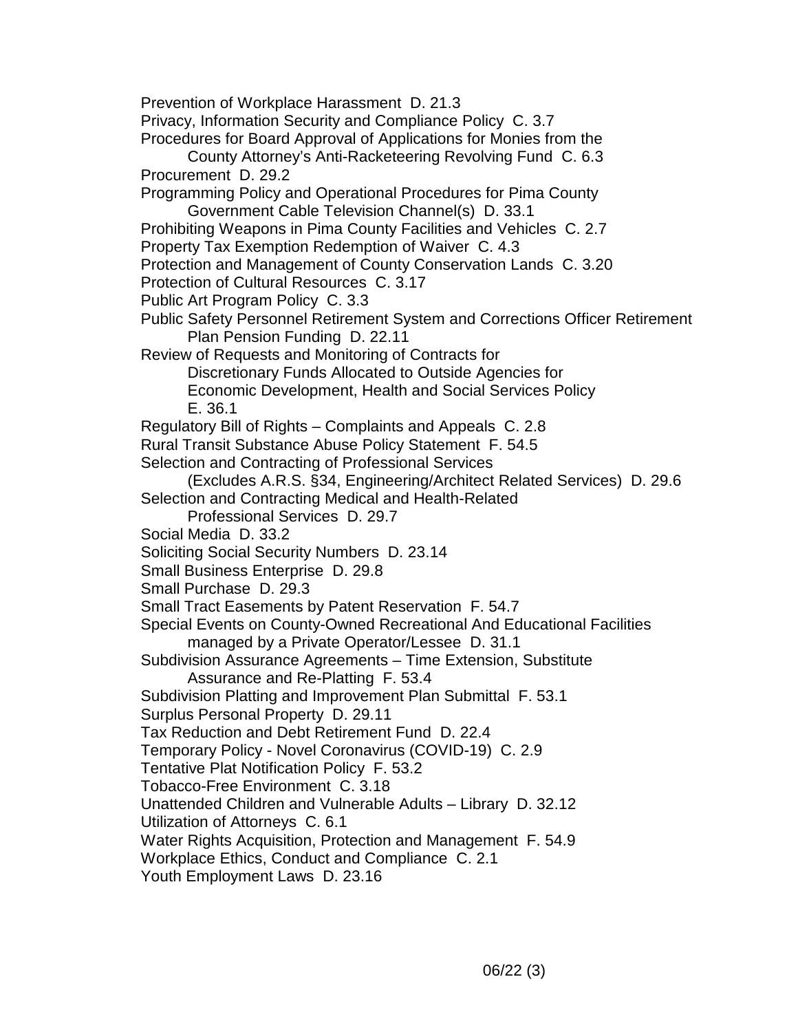Prevention of Workplace Harassment D. 21.3
Privacy, Information Security and Compliance Policy C. 3.7
Procedures for Board Approval of Applications for Monies from the
    County Attorney's Anti-Racketeering Revolving Fund C. 6.3
Procurement D. 29.2
Programming Policy and Operational Procedures for Pima County
    Government Cable Television Channel(s) D. 33.1
Prohibiting Weapons in Pima County Facilities and Vehicles C. 2.7
Property Tax Exemption Redemption of Waiver C. 4.3
Protection and Management of County Conservation Lands C. 3.20
Protection of Cultural Resources C. 3.17
Public Art Program Policy C. 3.3
Public Safety Personnel Retirement System and Corrections Officer Retirement
    Plan Pension Funding D. 22.11
Review of Requests and Monitoring of Contracts for
    Discretionary Funds Allocated to Outside Agencies for
    Economic Development, Health and Social Services Policy
    E. 36.1
Regulatory Bill of Rights – Complaints and Appeals C. 2.8
Rural Transit Substance Abuse Policy Statement F. 54.5
Selection and Contracting of Professional Services
    (Excludes A.R.S. §34, Engineering/Architect Related Services) D. 29.6
Selection and Contracting Medical and Health-Related
    Professional Services D. 29.7
Social Media D. 33.2
Soliciting Social Security Numbers D. 23.14
Small Business Enterprise D. 29.8
Small Purchase D. 29.3
Small Tract Easements by Patent Reservation F. 54.7
Special Events on County-Owned Recreational And Educational Facilities
    managed by a Private Operator/Lessee D. 31.1
Subdivision Assurance Agreements – Time Extension, Substitute
    Assurance and Re-Platting F. 53.4
Subdivision Platting and Improvement Plan Submittal F. 53.1
Surplus Personal Property D. 29.11
Tax Reduction and Debt Retirement Fund D. 22.4
Temporary Policy - Novel Coronavirus (COVID-19) C. 2.9
Tentative Plat Notification Policy F. 53.2
Tobacco-Free Environment C. 3.18
Unattended Children and Vulnerable Adults – Library D. 32.12
Utilization of Attorneys C. 6.1
Water Rights Acquisition, Protection and Management F. 54.9
Workplace Ethics, Conduct and Compliance C. 2.1
Youth Employment Laws D. 23.16

06/22 (3)